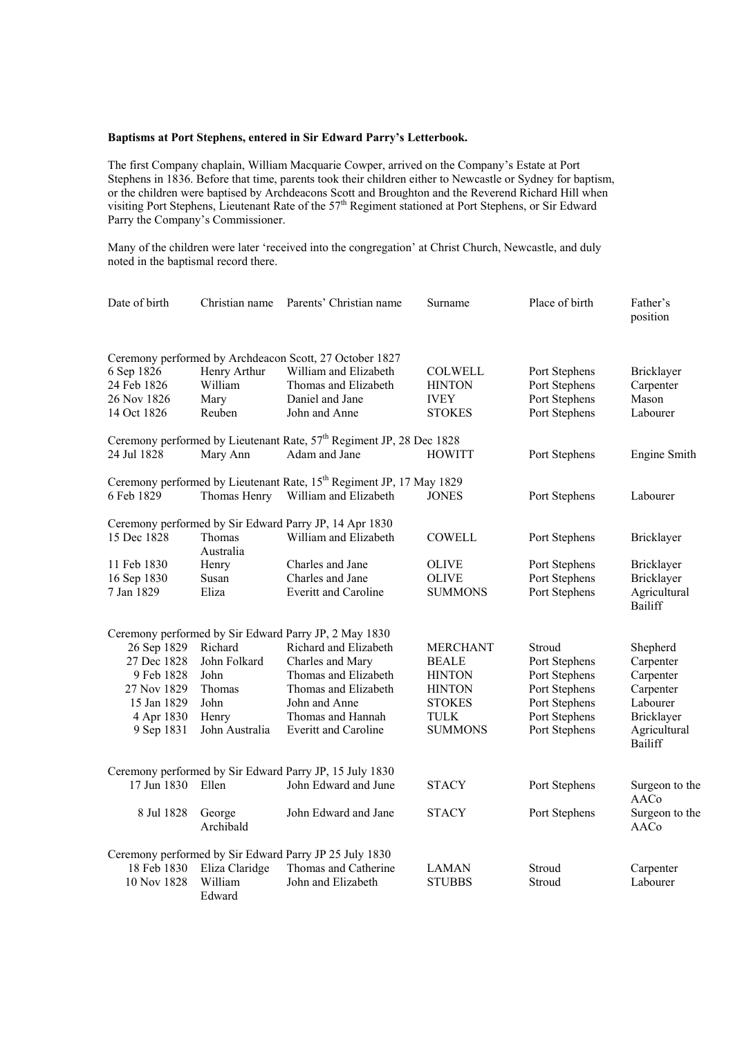**Baptisms at Port Stephens, entered in Sir Edward Parry's Letterbook.**

The first Company chaplain, William Macquarie Cowper, arrived on the Company's Estate at Port Stephens in 1836. Before that time, parents took their children either to Newcastle or Sydney for baptism, or the children were baptised by Archdeacons Scott and Broughton and the Reverend Richard Hill when visiting Port Stephens, Lieutenant Rate of the 57th Regiment stationed at Port Stephens, or Sir Edward Parry the Company's Commissioner.

Many of the children were later 'received into the congregation' at Christ Church, Newcastle, and duly noted in the baptismal record there.

| Date of birth | Christian name | Parents' Christian name | Surname | Place of birth | Father's position |
|---|---|---|---|---|---|
| Ceremony performed by Archdeacon Scott, 27 October 1827 | | | | | |
| 6 Sep 1826 | Henry Arthur | William and Elizabeth | COLWELL | Port Stephens | Bricklayer |
| 24 Feb 1826 | William | Thomas and Elizabeth | HINTON | Port Stephens | Carpenter |
| 26 Nov 1826 | Mary | Daniel and Jane | IVEY | Port Stephens | Mason |
| 14 Oct 1826 | Reuben | John and Anne | STOKES | Port Stephens | Labourer |
| Ceremony performed by Lieutenant Rate, 57th Regiment JP, 28 Dec 1828 | | | | | |
| 24 Jul 1828 | Mary Ann | Adam and Jane | HOWITT | Port Stephens | Engine Smith |
| Ceremony performed by Lieutenant Rate, 15th Regiment JP, 17 May 1829 | | | | | |
| 6 Feb 1829 | Thomas Henry | William and Elizabeth | JONES | Port Stephens | Labourer |
| Ceremony performed by Sir Edward Parry JP, 14 Apr 1830 | | | | | |
| 15 Dec 1828 | Thomas Australia | William and Elizabeth | COWELL | Port Stephens | Bricklayer |
| 11 Feb 1830 | Henry | Charles and Jane | OLIVE | Port Stephens | Bricklayer |
| 16 Sep 1830 | Susan | Charles and Jane | OLIVE | Port Stephens | Bricklayer |
| 7 Jan 1829 | Eliza | Everitt and Caroline | SUMMONS | Port Stephens | Agricultural Bailiff |
| Ceremony performed by Sir Edward Parry JP, 2 May 1830 | | | | | |
| 26 Sep 1829 | Richard | Richard and Elizabeth | MERCHANT | Stroud | Shepherd |
| 27 Dec 1828 | John Folkard | Charles and Mary | BEALE | Port Stephens | Carpenter |
| 9 Feb 1828 | John | Thomas and Elizabeth | HINTON | Port Stephens | Carpenter |
| 27 Nov 1829 | Thomas | Thomas and Elizabeth | HINTON | Port Stephens | Carpenter |
| 15 Jan 1829 | John | John and Anne | STOKES | Port Stephens | Labourer |
| 4 Apr 1830 | Henry | Thomas and Hannah | TULK | Port Stephens | Bricklayer |
| 9 Sep 1831 | John Australia | Everitt and Caroline | SUMMONS | Port Stephens | Agricultural Bailiff |
| Ceremony performed by Sir Edward Parry JP, 15 July 1830 | | | | | |
| 17 Jun 1830 | Ellen | John Edward and June | STACY | Port Stephens | Surgeon to the AACo |
| 8 Jul 1828 | George Archibald | John Edward and Jane | STACY | Port Stephens | Surgeon to the AACo |
| Ceremony performed by Sir Edward Parry JP 25 July 1830 | | | | | |
| 18 Feb 1830 | Eliza Claridge | Thomas and Catherine | LAMAN | Stroud | Carpenter |
| 10 Nov 1828 | William Edward | John and Elizabeth | STUBBS | Stroud | Labourer |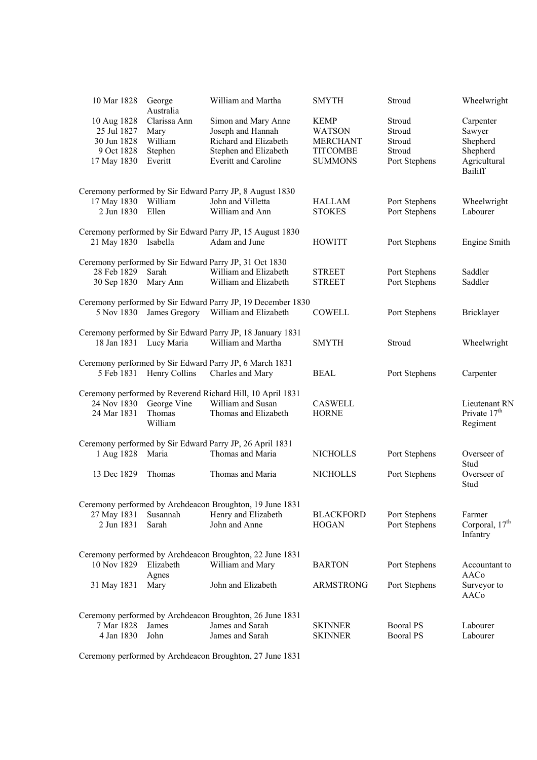| | | | | | |
|---|---|---|---|---|---|
| 10 Mar 1828 | George Australia | William and Martha | SMYTH | Stroud | Wheelwright |
| 10 Aug 1828 | Clarissa Ann | Simon and Mary Anne | KEMP | Stroud | Carpenter |
| 25 Jul 1827 | Mary | Joseph and Hannah | WATSON | Stroud | Sawyer |
| 30 Jun 1828 | William | Richard and Elizabeth | MERCHANT | Stroud | Shepherd |
| 9 Oct 1828 | Stephen | Stephen and Elizabeth | TITCOMBE | Stroud | Shepherd |
| 17 May 1830 | Everitt | Everitt and Caroline | SUMMONS | Port Stephens | Agricultural Bailiff |

Ceremony performed by Sir Edward Parry JP, 8 August 1830

| | | | | | |
|---|---|---|---|---|---|
| 17 May 1830 | William | John and Villetta | HALLAM | Port Stephens | Wheelwright |
| 2 Jun 1830 | Ellen | William and Ann | STOKES | Port Stephens | Labourer |

Ceremony performed by Sir Edward Parry JP, 15 August 1830

| | | | | | |
|---|---|---|---|---|---|
| 21 May 1830 | Isabella | Adam and June | HOWITT | Port Stephens | Engine Smith |

Ceremony performed by Sir Edward Parry JP, 31 Oct 1830

| | | | | | |
|---|---|---|---|---|---|
| 28 Feb 1829 | Sarah | William and Elizabeth | STREET | Port Stephens | Saddler |
| 30 Sep 1830 | Mary Ann | William and Elizabeth | STREET | Port Stephens | Saddler |

Ceremony performed by Sir Edward Parry JP, 19 December 1830

| | | | | | |
|---|---|---|---|---|---|
| 5 Nov 1830 | James Gregory | William and Elizabeth | COWELL | Port Stephens | Bricklayer |

Ceremony performed by Sir Edward Parry JP, 18 January 1831

| | | | | | |
|---|---|---|---|---|---|
| 18 Jan 1831 | Lucy Maria | William and Martha | SMYTH | Stroud | Wheelwright |

Ceremony performed by Sir Edward Parry JP, 6 March 1831

| | | | | | |
|---|---|---|---|---|---|
| 5 Feb 1831 | Henry Collins | Charles and Mary | BEAL | Port Stephens | Carpenter |

Ceremony performed by Reverend Richard Hill, 10 April 1831

| | | | | | |
|---|---|---|---|---|---|
| 24 Nov 1830 | George Vine | William and Susan | CASWELL | | Lieutenant RN |
| 24 Mar 1831 | Thomas William | Thomas and Elizabeth | HORNE | | Private 17th Regiment |

Ceremony performed by Sir Edward Parry JP, 26 April 1831

| | | | | | |
|---|---|---|---|---|---|
| 1 Aug 1828 | Maria | Thomas and Maria | NICHOLLS | Port Stephens | Overseer of Stud |
| 13 Dec 1829 | Thomas | Thomas and Maria | NICHOLLS | Port Stephens | Overseer of Stud |

Ceremony performed by Archdeacon Broughton, 19 June 1831

| | | | | | |
|---|---|---|---|---|---|
| 27 May 1831 | Susannah | Henry and Elizabeth | BLACKFORD | Port Stephens | Farmer |
| 2 Jun 1831 | Sarah | John and Anne | HOGAN | Port Stephens | Corporal, 17th Infantry |

Ceremony performed by Archdeacon Broughton, 22 June 1831

| | | | | | |
|---|---|---|---|---|---|
| 10 Nov 1829 | Elizabeth Agnes | William and Mary | BARTON | Port Stephens | Accountant to AACo |
| 31 May 1831 | Mary | John and Elizabeth | ARMSTRONG | Port Stephens | Surveyor to AACo |

Ceremony performed by Archdeacon Broughton, 26 June 1831

| | | | | | |
|---|---|---|---|---|---|
| 7 Mar 1828 | James | James and Sarah | SKINNER | Booral PS | Labourer |
| 4 Jan 1830 | John | James and Sarah | SKINNER | Booral PS | Labourer |

Ceremony performed by Archdeacon Broughton, 27 June 1831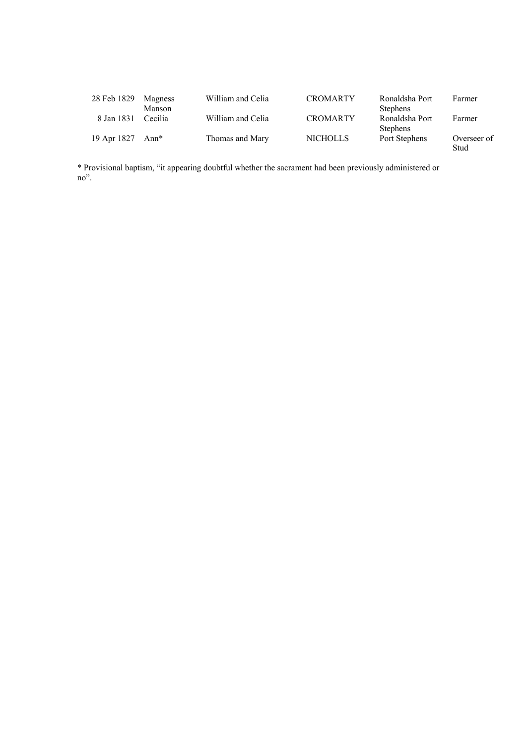| | | | | | |
|---|---|---|---|---|---|
| 28 Feb 1829 | Magness Manson | William and Celia | CROMARTY | Ronaldsha Port Stephens | Farmer |
| 8 Jan 1831 | Cecilia | William and Celia | CROMARTY | Ronaldsha Port Stephens | Farmer |
| 19 Apr 1827 | Ann* | Thomas and Mary | NICHOLLS | Port Stephens | Overseer of Stud |

* Provisional baptism, “it appearing doubtful whether the sacrament had been previously administered or no”.